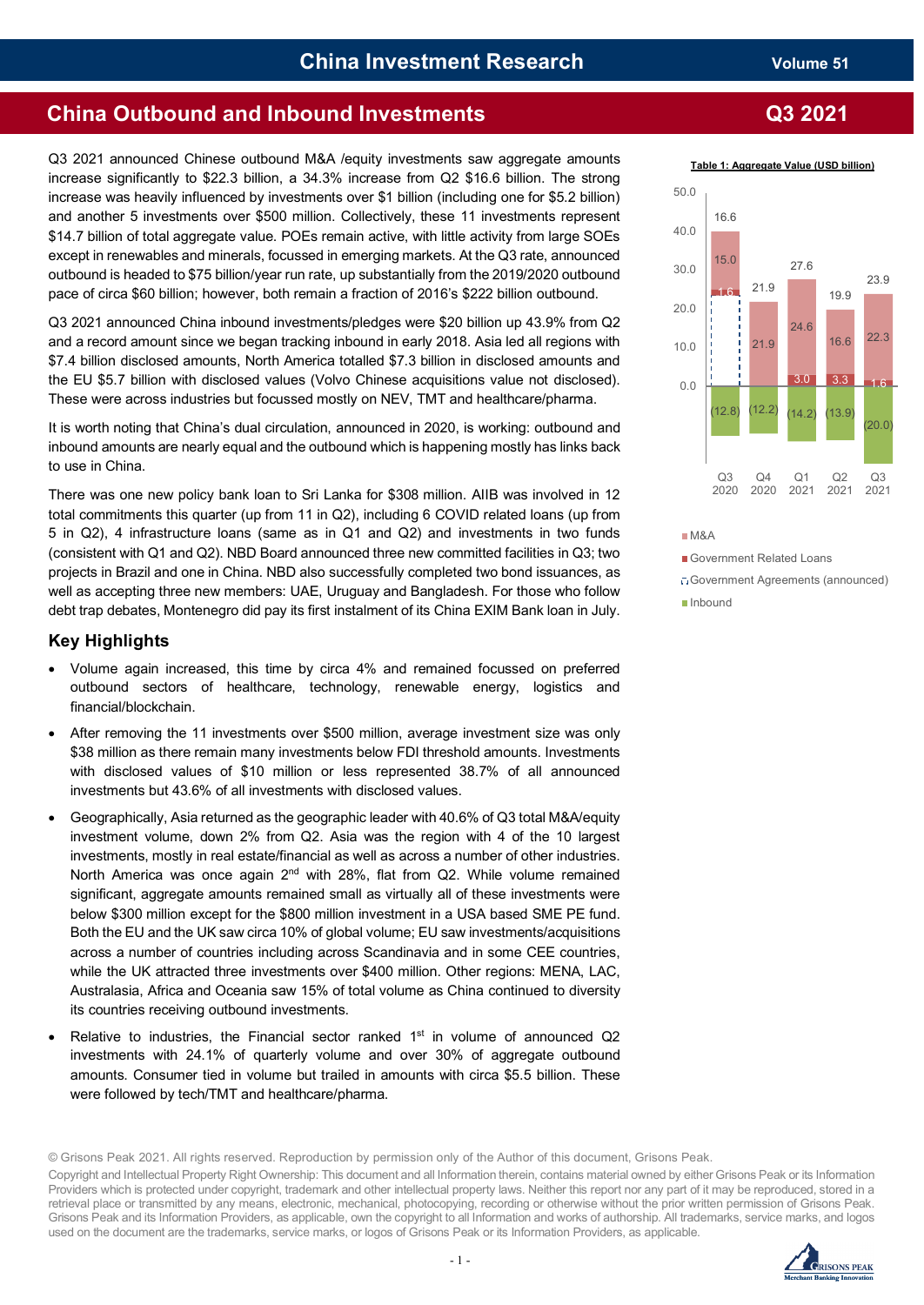# China Investment Research

Volume 51

## China Outbound and Inbound Investments

Q3 2021

Q3 2021 announced Chinese outbound M&A /equity investments saw aggregate amounts increase significantly to $22.3 billion, a 34.3% increase from Q2 $16.6 billion. The strong increase was heavily influenced by investments over $1 billion (including one for $5.2 billion) and another 5 investments over $500 million. Collectively, these 11 investments represent $14.7 billion of total aggregate value. POEs remain active, with little activity from large SOEs except in renewables and minerals, focussed in emerging markets. At the Q3 rate, announced outbound is headed to $75 billion/year run rate, up substantially from the 2019/2020 outbound pace of circa $60 billion; however, both remain a fraction of 2016's $222 billion outbound.

Q3 2021 announced China inbound investments/pledges were $20 billion up 43.9% from Q2 and a record amount since we began tracking inbound in early 2018. Asia led all regions with $7.4 billion disclosed amounts, North America totalled $7.3 billion in disclosed amounts and the EU $5.7 billion with disclosed values (Volvo Chinese acquisitions value not disclosed). These were across industries but focussed mostly on NEV, TMT and healthcare/pharma.

It is worth noting that China's dual circulation, announced in 2020, is working: outbound and inbound amounts are nearly equal and the outbound which is happening mostly has links back to use in China.

There was one new policy bank loan to Sri Lanka for $308 million. AIIB was involved in 12 total commitments this quarter (up from 11 in Q2), including 6 COVID related loans (up from 5 in Q2), 4 infrastructure loans (same as in Q1 and Q2) and investments in two funds (consistent with Q1 and Q2). NBD Board announced three new committed facilities in Q3; two projects in Brazil and one in China. NBD also successfully completed two bond issuances, as well as accepting three new members: UAE, Uruguay and Bangladesh. For those who follow debt trap debates, Montenegro did pay its first instalment of its China EXIM Bank loan in July.

**Table 1: Aggregate Value (USD billion)**

| | Q3 2020 | Q4 2020 | Q1 2021 | Q2 2021 | Q3 2021 |
|---|---|---|---|---|---|
| M&A | 15.0 | 21.9 | 24.6 | 16.6 | 22.3 |
| Government Related Loans | 1.6 | | 3.0 | 3.3 | 1.6 |
| Government Agreements (announced) | | | | | |
| Inbound | (12.8) | (12.2) | (14.2) | (13.9) | (20.0) |
| Total | 16.6 | 21.9 | 27.6 | 19.9 | 23.9 |

### Key Highlights

- Volume again increased, this time by circa 4% and remained focussed on preferred outbound sectors of healthcare, technology, renewable energy, logistics and financial/blockchain.
- After removing the 11 investments over $500 million, average investment size was only $38 million as there remain many investments below FDI threshold amounts. Investments with disclosed values of $10 million or less represented 38.7% of all announced investments but 43.6% of all investments with disclosed values.
- Geographically, Asia returned as the geographic leader with 40.6% of Q3 total M&A/equity investment volume, down 2% from Q2. Asia was the region with 4 of the 10 largest investments, mostly in real estate/financial as well as across a number of other industries. North America was once again 2nd with 28%, flat from Q2. While volume remained significant, aggregate amounts remained small as virtually all of these investments were below $300 million except for the $800 million investment in a USA based SME PE fund. Both the EU and the UK saw circa 10% of global volume; EU saw investments/acquisitions across a number of countries including across Scandinavia and in some CEE countries, while the UK attracted three investments over $400 million. Other regions: MENA, LAC, Australasia, Africa and Oceania saw 15% of total volume as China continued to diversity its countries receiving outbound investments.
- Relative to industries, the Financial sector ranked 1st in volume of announced Q2 investments with 24.1% of quarterly volume and over 30% of aggregate outbound amounts. Consumer tied in volume but trailed in amounts with circa $5.5 billion. These were followed by tech/TMT and healthcare/pharma.

© Grisons Peak 2021. All rights reserved. Reproduction by permission only of the Author of this document, Grisons Peak.

Copyright and Intellectual Property Right Ownership: This document and all Information therein, contains material owned by either Grisons Peak or its Information Providers which is protected under copyright, trademark and other intellectual property laws. Neither this report nor any part of it may be reproduced, stored in a retrieval place or transmitted by any means, electronic, mechanical, photocopying, recording or otherwise without the prior written permission of Grisons Peak. Grisons Peak and its Information Providers, as applicable, own the copyright to all Information and works of authorship. All trademarks, service marks, and logos used on the document are the trademarks, service marks, or logos of Grisons Peak or its Information Providers, as applicable.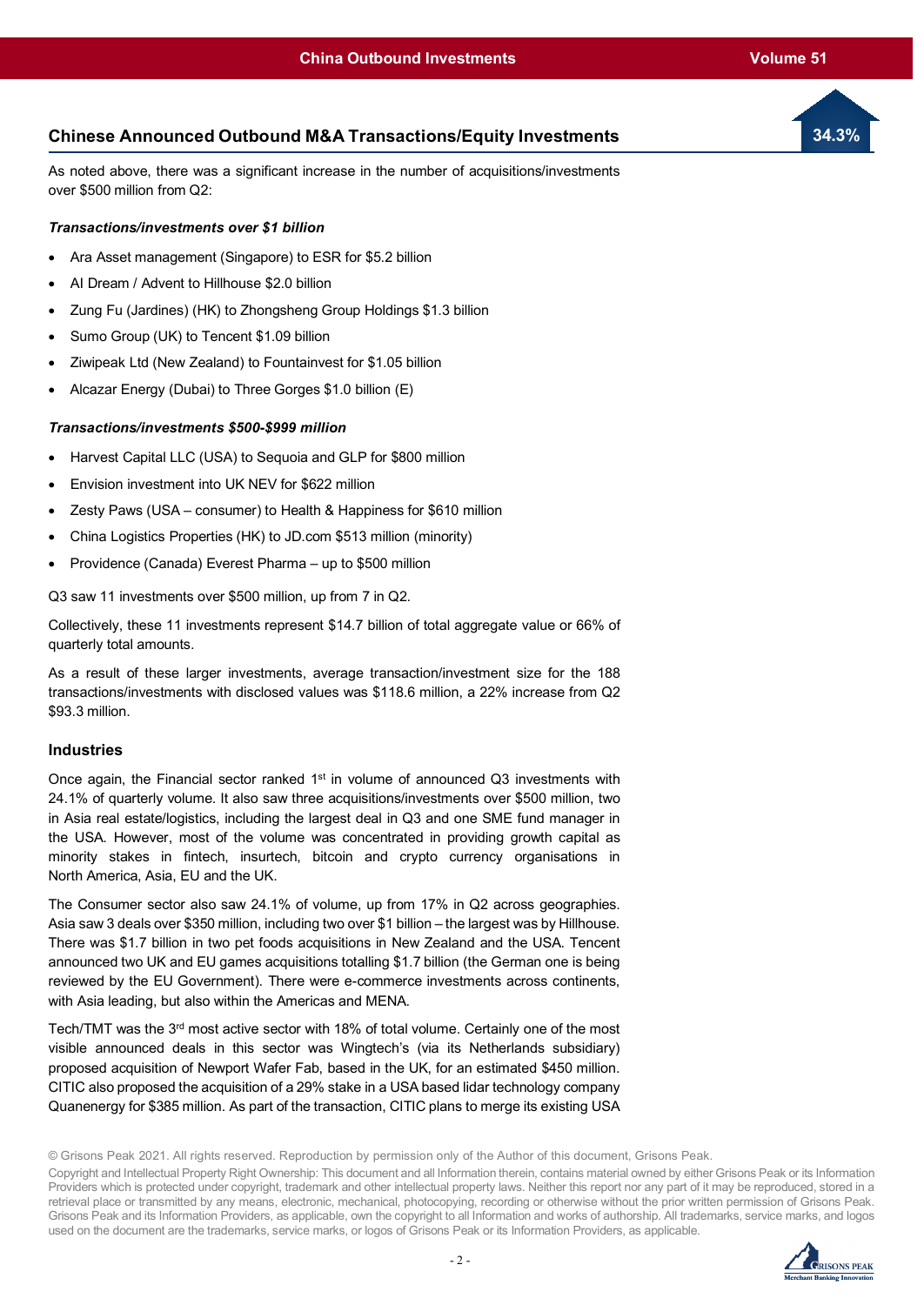## Chinese Announced Outbound M&A Transactions/Equity Investments

34.3%

As noted above, there was a significant increase in the number of acquisitions/investments over $500 million from Q2:

***Transactions/investments over $1 billion***

- Ara Asset management (Singapore) to ESR for $5.2 billion
- AI Dream / Advent to Hillhouse $2.0 billion
- Zung Fu (Jardines) (HK) to Zhongsheng Group Holdings $1.3 billion
- Sumo Group (UK) to Tencent $1.09 billion
- Ziwipeak Ltd (New Zealand) to Fountainvest for $1.05 billion
- Alcazar Energy (Dubai) to Three Gorges $1.0 billion (E)

***Transactions/investments $500-$999 million***

- Harvest Capital LLC (USA) to Sequoia and GLP for $800 million
- Envision investment into UK NEV for $622 million
- Zesty Paws (USA – consumer) to Health & Happiness for $610 million
- China Logistics Properties (HK) to JD.com $513 million (minority)
- Providence (Canada) Everest Pharma – up to $500 million

Q3 saw 11 investments over $500 million, up from 7 in Q2.

Collectively, these 11 investments represent $14.7 billion of total aggregate value or 66% of quarterly total amounts.

As a result of these larger investments, average transaction/investment size for the 188 transactions/investments with disclosed values was $118.6 million, a 22% increase from Q2 $93.3 million.

### Industries

Once again, the Financial sector ranked 1st in volume of announced Q3 investments with 24.1% of quarterly volume. It also saw three acquisitions/investments over $500 million, two in Asia real estate/logistics, including the largest deal in Q3 and one SME fund manager in the USA. However, most of the volume was concentrated in providing growth capital as minority stakes in fintech, insurtech, bitcoin and crypto currency organisations in North America, Asia, EU and the UK.

The Consumer sector also saw 24.1% of volume, up from 17% in Q2 across geographies. Asia saw 3 deals over $350 million, including two over $1 billion – the largest was by Hillhouse. There was $1.7 billion in two pet foods acquisitions in New Zealand and the USA. Tencent announced two UK and EU games acquisitions totalling $1.7 billion (the German one is being reviewed by the EU Government). There were e-commerce investments across continents, with Asia leading, but also within the Americas and MENA.

Tech/TMT was the 3rd most active sector with 18% of total volume. Certainly one of the most visible announced deals in this sector was Wingtech's (via its Netherlands subsidiary) proposed acquisition of Newport Wafer Fab, based in the UK, for an estimated $450 million. CITIC also proposed the acquisition of a 29% stake in a USA based lidar technology company Quanenergy for $385 million. As part of the transaction, CITIC plans to merge its existing USA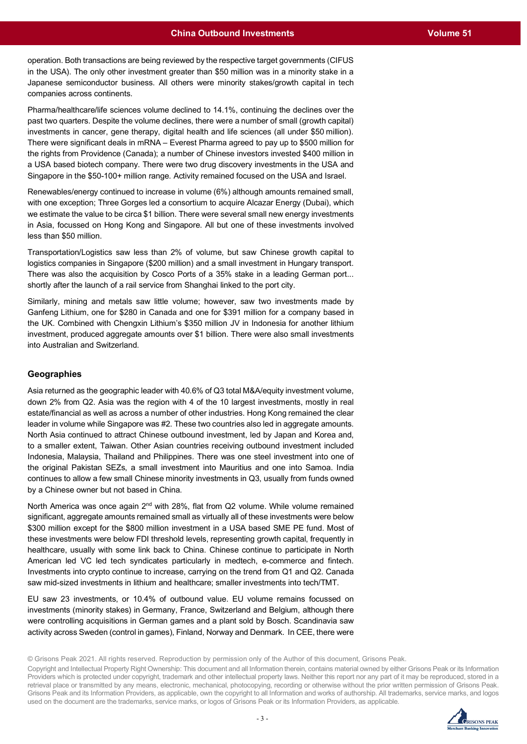operation. Both transactions are being reviewed by the respective target governments (CIFUS in the USA). The only other investment greater than $50 million was in a minority stake in a Japanese semiconductor business. All others were minority stakes/growth capital in tech companies across continents.

Pharma/healthcare/life sciences volume declined to 14.1%, continuing the declines over the past two quarters. Despite the volume declines, there were a number of small (growth capital) investments in cancer, gene therapy, digital health and life sciences (all under $50 million). There were significant deals in mRNA – Everest Pharma agreed to pay up to $500 million for the rights from Providence (Canada); a number of Chinese investors invested $400 million in a USA based biotech company. There were two drug discovery investments in the USA and Singapore in the $50-100+ million range. Activity remained focused on the USA and Israel.

Renewables/energy continued to increase in volume (6%) although amounts remained small, with one exception; Three Gorges led a consortium to acquire Alcazar Energy (Dubai), which we estimate the value to be circa $1 billion. There were several small new energy investments in Asia, focussed on Hong Kong and Singapore. All but one of these investments involved less than $50 million.

Transportation/Logistics saw less than 2% of volume, but saw Chinese growth capital to logistics companies in Singapore ($200 million) and a small investment in Hungary transport. There was also the acquisition by Cosco Ports of a 35% stake in a leading German port... shortly after the launch of a rail service from Shanghai linked to the port city.

Similarly, mining and metals saw little volume; however, saw two investments made by Ganfeng Lithium, one for $280 in Canada and one for $391 million for a company based in the UK. Combined with Chengxin Lithium's $350 million JV in Indonesia for another lithium investment, produced aggregate amounts over $1 billion. There were also small investments into Australian and Switzerland.

## Geographies

Asia returned as the geographic leader with 40.6% of Q3 total M&A/equity investment volume, down 2% from Q2. Asia was the region with 4 of the 10 largest investments, mostly in real estate/financial as well as across a number of other industries. Hong Kong remained the clear leader in volume while Singapore was #2. These two countries also led in aggregate amounts. North Asia continued to attract Chinese outbound investment, led by Japan and Korea and, to a smaller extent, Taiwan. Other Asian countries receiving outbound investment included Indonesia, Malaysia, Thailand and Philippines. There was one steel investment into one of the original Pakistan SEZs, a small investment into Mauritius and one into Samoa. India continues to allow a few small Chinese minority investments in Q3, usually from funds owned by a Chinese owner but not based in China.

North America was once again 2nd with 28%, flat from Q2 volume. While volume remained significant, aggregate amounts remained small as virtually all of these investments were below $300 million except for the $800 million investment in a USA based SME PE fund. Most of these investments were below FDI threshold levels, representing growth capital, frequently in healthcare, usually with some link back to China. Chinese continue to participate in North American led VC led tech syndicates particularly in medtech, e-commerce and fintech. Investments into crypto continue to increase, carrying on the trend from Q1 and Q2. Canada saw mid-sized investments in lithium and healthcare; smaller investments into tech/TMT.

EU saw 23 investments, or 10.4% of outbound value. EU volume remains focussed on investments (minority stakes) in Germany, France, Switzerland and Belgium, although there were controlling acquisitions in German games and a plant sold by Bosch. Scandinavia saw activity across Sweden (control in games), Finland, Norway and Denmark. In CEE, there were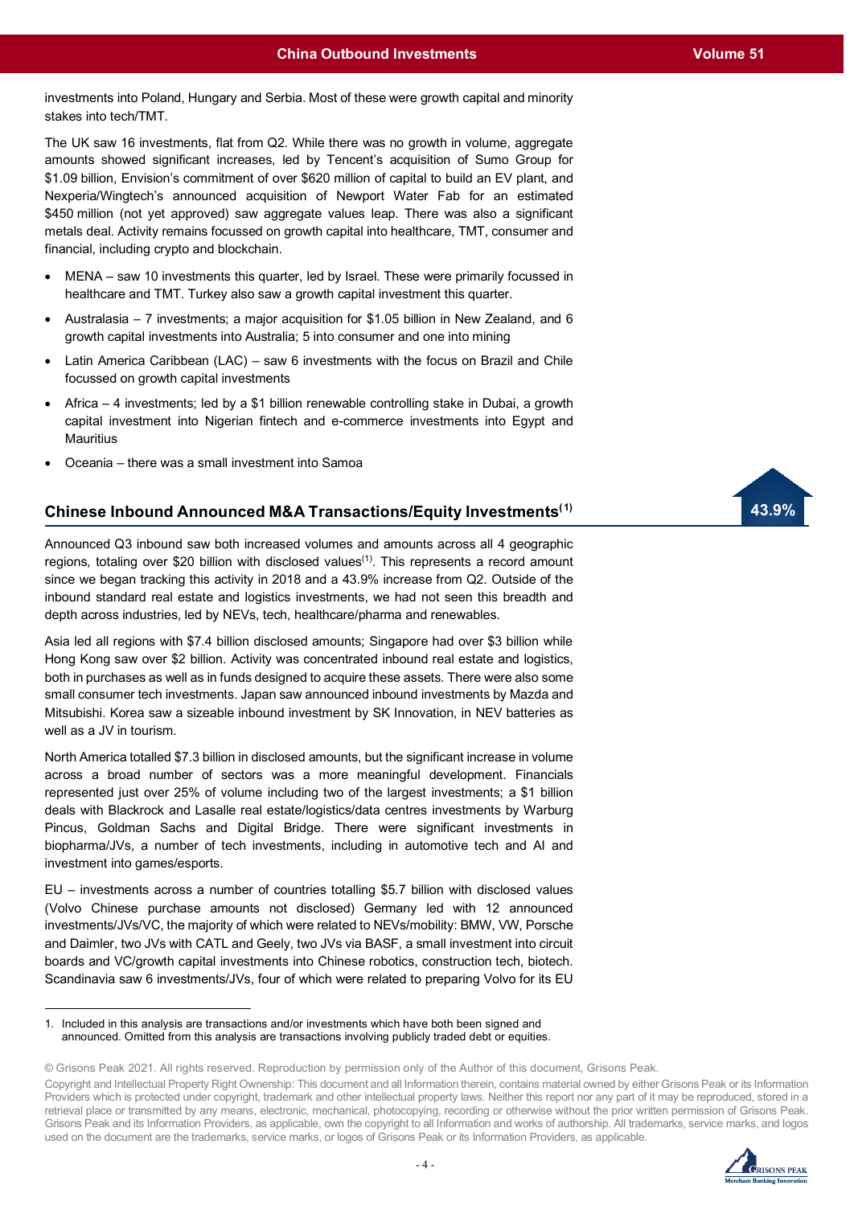investments into Poland, Hungary and Serbia. Most of these were growth capital and minority stakes into tech/TMT.

The UK saw 16 investments, flat from Q2. While there was no growth in volume, aggregate amounts showed significant increases, led by Tencent's acquisition of Sumo Group for $1.09 billion, Envision's commitment of over $620 million of capital to build an EV plant, and Nexperia/Wingtech's announced acquisition of Newport Water Fab for an estimated $450 million (not yet approved) saw aggregate values leap. There was also a significant metals deal. Activity remains focussed on growth capital into healthcare, TMT, consumer and financial, including crypto and blockchain.

- MENA – saw 10 investments this quarter, led by Israel. These were primarily focussed in healthcare and TMT. Turkey also saw a growth capital investment this quarter.
- Australasia – 7 investments; a major acquisition for $1.05 billion in New Zealand, and 6 growth capital investments into Australia; 5 into consumer and one into mining
- Latin America Caribbean (LAC) – saw 6 investments with the focus on Brazil and Chile focussed on growth capital investments
- Africa – 4 investments; led by a $1 billion renewable controlling stake in Dubai, a growth capital investment into Nigerian fintech and e-commerce investments into Egypt and Mauritius
- Oceania – there was a small investment into Samoa

## Chinese Inbound Announced M&A Transactions/Equity Investments[1]

43.9%

Announced Q3 inbound saw both increased volumes and amounts across all 4 geographic regions, totaling over $20 billion with disclosed values[1]. This represents a record amount since we began tracking this activity in 2018 and a 43.9% increase from Q2. Outside of the inbound standard real estate and logistics investments, we had not seen this breadth and depth across industries, led by NEVs, tech, healthcare/pharma and renewables.

Asia led all regions with $7.4 billion disclosed amounts; Singapore had over $3 billion while Hong Kong saw over $2 billion. Activity was concentrated inbound real estate and logistics, both in purchases as well as in funds designed to acquire these assets. There were also some small consumer tech investments. Japan saw announced inbound investments by Mazda and Mitsubishi. Korea saw a sizeable inbound investment by SK Innovation, in NEV batteries as well as a JV in tourism.

North America totalled $7.3 billion in disclosed amounts, but the significant increase in volume across a broad number of sectors was a more meaningful development. Financials represented just over 25% of volume including two of the largest investments; a $1 billion deals with Blackrock and Lasalle real estate/logistics/data centres investments by Warburg Pincus, Goldman Sachs and Digital Bridge. There were significant investments in biopharma/JVs, a number of tech investments, including in automotive tech and AI and investment into games/esports.

EU – investments across a number of countries totalling $5.7 billion with disclosed values (Volvo Chinese purchase amounts not disclosed) Germany led with 12 announced investments/JVs/VC, the majority of which were related to NEVs/mobility: BMW, VW, Porsche and Daimler, two JVs with CATL and Geely, two JVs via BASF, a small investment into circuit boards and VC/growth capital investments into Chinese robotics, construction tech, biotech. Scandinavia saw 6 investments/JVs, four of which were related to preparing Volvo for its EU

---

1. Included in this analysis are transactions and/or investments which have both been signed and announced. Omitted from this analysis are transactions involving publicly traded debt or equities.

© Grisons Peak 2021. All rights reserved. Reproduction by permission only of the Author of this document, Grisons Peak.

Copyright and Intellectual Property Right Ownership: This document and all Information therein, contains material owned by either Grisons Peak or its Information Providers which is protected under copyright, trademark and other intellectual property laws. Neither this report nor any part of it may be reproduced, stored in a retrieval place or transmitted by any means, electronic, mechanical, photocopying, recording or otherwise without the prior written permission of Grisons Peak. Grisons Peak and its Information Providers, as applicable, own the copyright to all Information and works of authorship. All trademarks, service marks, and logos used on the document are the trademarks, service marks, or logos of Grisons Peak or its Information Providers, as applicable.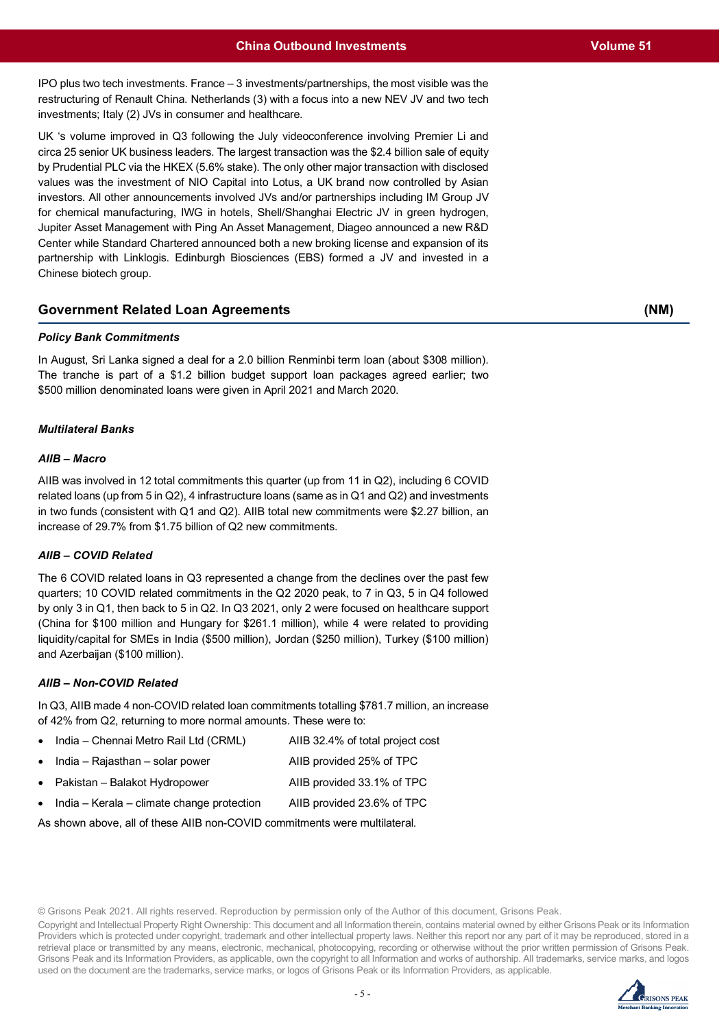IPO plus two tech investments. France – 3 investments/partnerships, the most visible was the restructuring of Renault China. Netherlands (3) with a focus into a new NEV JV and two tech investments; Italy (2) JVs in consumer and healthcare.

UK 's volume improved in Q3 following the July videoconference involving Premier Li and circa 25 senior UK business leaders. The largest transaction was the $2.4 billion sale of equity by Prudential PLC via the HKEX (5.6% stake). The only other major transaction with disclosed values was the investment of NIO Capital into Lotus, a UK brand now controlled by Asian investors. All other announcements involved JVs and/or partnerships including IM Group JV for chemical manufacturing, IWG in hotels, Shell/Shanghai Electric JV in green hydrogen, Jupiter Asset Management with Ping An Asset Management, Diageo announced a new R&D Center while Standard Chartered announced both a new broking license and expansion of its partnership with Linklogis. Edinburgh Biosciences (EBS) formed a JV and invested in a Chinese biotech group.

## Government Related Loan Agreements (NM)

***Policy Bank Commitments***

In August, Sri Lanka signed a deal for a 2.0 billion Renminbi term loan (about $308 million). The tranche is part of a $1.2 billion budget support loan packages agreed earlier; two $500 million denominated loans were given in April 2021 and March 2020.

***Multilateral Banks***

***AIIB – Macro***

AIIB was involved in 12 total commitments this quarter (up from 11 in Q2), including 6 COVID related loans (up from 5 in Q2), 4 infrastructure loans (same as in Q1 and Q2) and investments in two funds (consistent with Q1 and Q2). AIIB total new commitments were $2.27 billion, an increase of 29.7% from $1.75 billion of Q2 new commitments.

***AIIB – COVID Related***

The 6 COVID related loans in Q3 represented a change from the declines over the past few quarters; 10 COVID related commitments in the Q2 2020 peak, to 7 in Q3, 5 in Q4 followed by only 3 in Q1, then back to 5 in Q2. In Q3 2021, only 2 were focused on healthcare support (China for $100 million and Hungary for $261.1 million), while 4 were related to providing liquidity/capital for SMEs in India ($500 million), Jordan ($250 million), Turkey ($100 million) and Azerbaijan ($100 million).

***AIIB – Non-COVID Related***

In Q3, AIIB made 4 non-COVID related loan commitments totalling $781.7 million, an increase of 42% from Q2, returning to more normal amounts. These were to:

- India – Chennai Metro Rail Ltd (CRML) — AIIB 32.4% of total project cost
- India – Rajasthan – solar power — AIIB provided 25% of TPC
- Pakistan – Balakot Hydropower — AIIB provided 33.1% of TPC
- India – Kerala – climate change protection — AIIB provided 23.6% of TPC

As shown above, all of these AIIB non-COVID commitments were multilateral.

© Grisons Peak 2021. All rights reserved. Reproduction by permission only of the Author of this document, Grisons Peak.

Copyright and Intellectual Property Right Ownership: This document and all Information therein, contains material owned by either Grisons Peak or its Information Providers which is protected under copyright, trademark and other intellectual property laws. Neither this report nor any part of it may be reproduced, stored in a retrieval place or transmitted by any means, electronic, mechanical, photocopying, recording or otherwise without the prior written permission of Grisons Peak. Grisons Peak and its Information Providers, as applicable, own the copyright to all Information and works of authorship. All trademarks, service marks, and logos used on the document are the trademarks, service marks, or logos of Grisons Peak or its Information Providers, as applicable.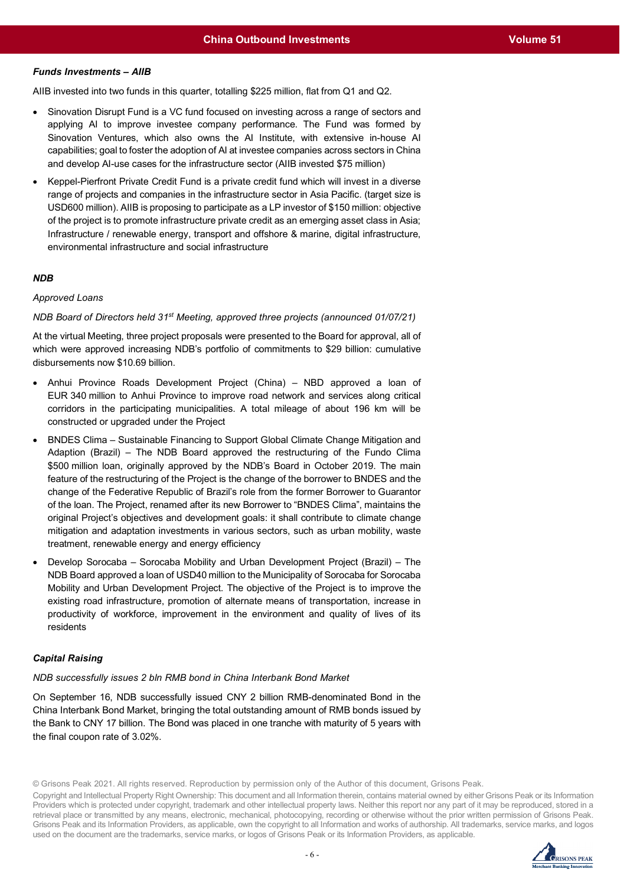***Funds Investments – AIIB***

AIIB invested into two funds in this quarter, totalling $225 million, flat from Q1 and Q2.

- Sinovation Disrupt Fund is a VC fund focused on investing across a range of sectors and applying AI to improve investee company performance. The Fund was formed by Sinovation Ventures, which also owns the AI Institute, with extensive in-house AI capabilities; goal to foster the adoption of AI at investee companies across sectors in China and develop AI-use cases for the infrastructure sector (AIIB invested $75 million)
- Keppel-Pierfront Private Credit Fund is a private credit fund which will invest in a diverse range of projects and companies in the infrastructure sector in Asia Pacific. (target size is USD600 million). AIIB is proposing to participate as a LP investor of $150 million: objective of the project is to promote infrastructure private credit as an emerging asset class in Asia; Infrastructure / renewable energy, transport and offshore & marine, digital infrastructure, environmental infrastructure and social infrastructure

***NDB***

*Approved Loans*

*NDB Board of Directors held 31st Meeting, approved three projects (announced 01/07/21)*

At the virtual Meeting, three project proposals were presented to the Board for approval, all of which were approved increasing NDB's portfolio of commitments to $29 billion: cumulative disbursements now $10.69 billion.

- Anhui Province Roads Development Project (China) – NBD approved a loan of EUR 340 million to Anhui Province to improve road network and services along critical corridors in the participating municipalities. A total mileage of about 196 km will be constructed or upgraded under the Project
- BNDES Clima – Sustainable Financing to Support Global Climate Change Mitigation and Adaption (Brazil) – The NDB Board approved the restructuring of the Fundo Clima $500 million loan, originally approved by the NDB's Board in October 2019. The main feature of the restructuring of the Project is the change of the borrower to BNDES and the change of the Federative Republic of Brazil's role from the former Borrower to Guarantor of the loan. The Project, renamed after its new Borrower to "BNDES Clima", maintains the original Project's objectives and development goals: it shall contribute to climate change mitigation and adaptation investments in various sectors, such as urban mobility, waste treatment, renewable energy and energy efficiency
- Develop Sorocaba – Sorocaba Mobility and Urban Development Project (Brazil) – The NDB Board approved a loan of USD40 million to the Municipality of Sorocaba for Sorocaba Mobility and Urban Development Project. The objective of the Project is to improve the existing road infrastructure, promotion of alternate means of transportation, increase in productivity of workforce, improvement in the environment and quality of lives of its residents

***Capital Raising***

*NDB successfully issues 2 bln RMB bond in China Interbank Bond Market*

On September 16, NDB successfully issued CNY 2 billion RMB-denominated Bond in the China Interbank Bond Market, bringing the total outstanding amount of RMB bonds issued by the Bank to CNY 17 billion. The Bond was placed in one tranche with maturity of 5 years with the final coupon rate of 3.02%.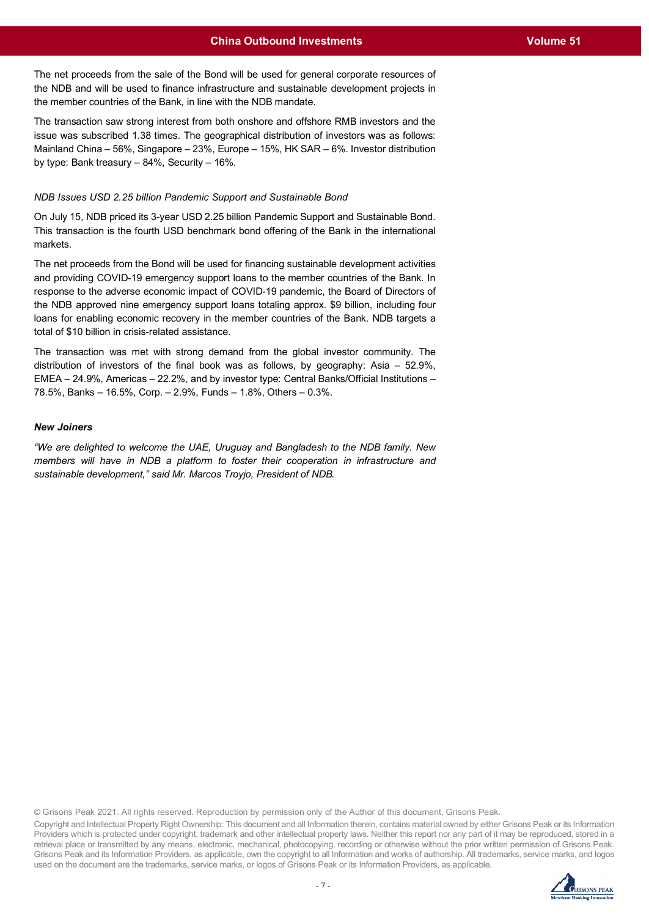The net proceeds from the sale of the Bond will be used for general corporate resources of the NDB and will be used to finance infrastructure and sustainable development projects in the member countries of the Bank, in line with the NDB mandate.

The transaction saw strong interest from both onshore and offshore RMB investors and the issue was subscribed 1.38 times. The geographical distribution of investors was as follows: Mainland China – 56%, Singapore – 23%, Europe – 15%, HK SAR – 6%. Investor distribution by type: Bank treasury – 84%, Security – 16%.

*NDB Issues USD 2.25 billion Pandemic Support and Sustainable Bond*

On July 15, NDB priced its 3-year USD 2.25 billion Pandemic Support and Sustainable Bond. This transaction is the fourth USD benchmark bond offering of the Bank in the international markets.

The net proceeds from the Bond will be used for financing sustainable development activities and providing COVID-19 emergency support loans to the member countries of the Bank. In response to the adverse economic impact of COVID-19 pandemic, the Board of Directors of the NDB approved nine emergency support loans totaling approx. $9 billion, including four loans for enabling economic recovery in the member countries of the Bank. NDB targets a total of $10 billion in crisis-related assistance.

The transaction was met with strong demand from the global investor community. The distribution of investors of the final book was as follows, by geography: Asia – 52.9%, EMEA – 24.9%, Americas – 22.2%, and by investor type: Central Banks/Official Institutions – 78.5%, Banks – 16.5%, Corp. – 2.9%, Funds – 1.8%, Others – 0.3%.

***New Joiners***

*"We are delighted to welcome the UAE, Uruguay and Bangladesh to the NDB family. New members will have in NDB a platform to foster their cooperation in infrastructure and sustainable development," said Mr. Marcos Troyjo, President of NDB.*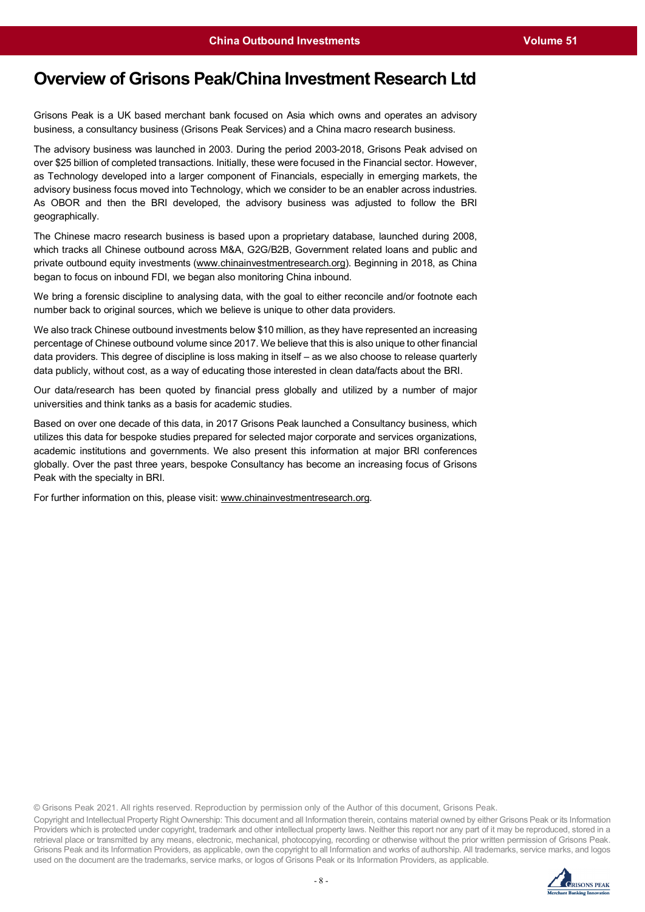# Overview of Grisons Peak/China Investment Research Ltd

Grisons Peak is a UK based merchant bank focused on Asia which owns and operates an advisory business, a consultancy business (Grisons Peak Services) and a China macro research business.

The advisory business was launched in 2003. During the period 2003-2018, Grisons Peak advised on over $25 billion of completed transactions. Initially, these were focused in the Financial sector. However, as Technology developed into a larger component of Financials, especially in emerging markets, the advisory business focus moved into Technology, which we consider to be an enabler across industries. As OBOR and then the BRI developed, the advisory business was adjusted to follow the BRI geographically.

The Chinese macro research business is based upon a proprietary database, launched during 2008, which tracks all Chinese outbound across M&A, G2G/B2B, Government related loans and public and private outbound equity investments (www.chinainvestmentresearch.org). Beginning in 2018, as China began to focus on inbound FDI, we began also monitoring China inbound.

We bring a forensic discipline to analysing data, with the goal to either reconcile and/or footnote each number back to original sources, which we believe is unique to other data providers.

We also track Chinese outbound investments below $10 million, as they have represented an increasing percentage of Chinese outbound volume since 2017. We believe that this is also unique to other financial data providers. This degree of discipline is loss making in itself – as we also choose to release quarterly data publicly, without cost, as a way of educating those interested in clean data/facts about the BRI.

Our data/research has been quoted by financial press globally and utilized by a number of major universities and think tanks as a basis for academic studies.

Based on over one decade of this data, in 2017 Grisons Peak launched a Consultancy business, which utilizes this data for bespoke studies prepared for selected major corporate and services organizations, academic institutions and governments. We also present this information at major BRI conferences globally. Over the past three years, bespoke Consultancy has become an increasing focus of Grisons Peak with the specialty in BRI.

For further information on this, please visit: www.chinainvestmentresearch.org.

© Grisons Peak 2021. All rights reserved. Reproduction by permission only of the Author of this document, Grisons Peak.

Copyright and Intellectual Property Right Ownership: This document and all Information therein, contains material owned by either Grisons Peak or its Information Providers which is protected under copyright, trademark and other intellectual property laws. Neither this report nor any part of it may be reproduced, stored in a retrieval place or transmitted by any means, electronic, mechanical, photocopying, recording or otherwise without the prior written permission of Grisons Peak. Grisons Peak and its Information Providers, as applicable, own the copyright to all Information and works of authorship. All trademarks, service marks, and logos used on the document are the trademarks, service marks, or logos of Grisons Peak or its Information Providers, as applicable.